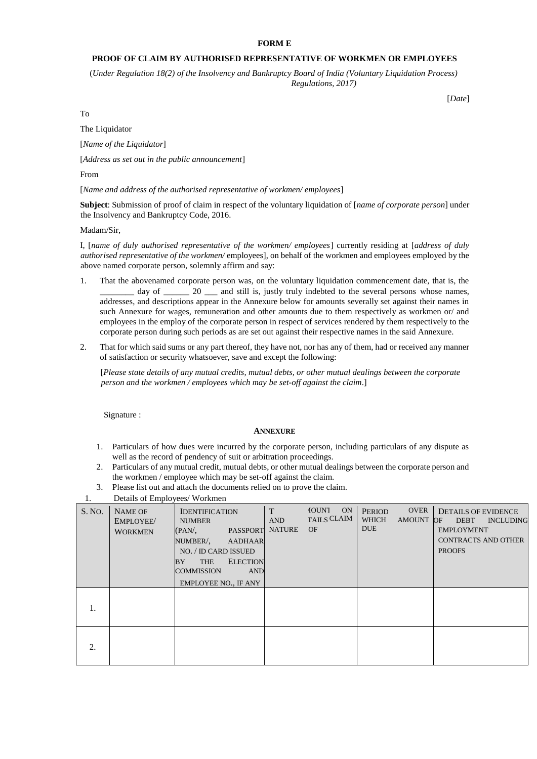**FORM E**

**PROOF OF CLAIM BY AUTHORISED REPRESENTATIVE OF WORKMEN OR EMPLOYEES**

(*Under Regulation 18(2) of the Insolvency and Bankruptcy Board of India (Voluntary Liquidation Process) Regulations, 2017)*

[*Date*]

To

The Liquidator

[*Name of the Liquidator*]

[*Address as set out in the public announcement*]

From

[*Name and address of the authorised representative of workmen/ employees*]

**Subject**: Submission of proof of claim in respect of the voluntary liquidation of [*name of corporate person*] under the Insolvency and Bankruptcy Code, 2016.

Madam/Sir,

I, [*name of duly authorised representative of the workmen/ employees*] currently residing at [*address of duly authorised representative of the workmen/* employees], on behalf of the workmen and employees employed by the above named corporate person, solemnly affirm and say:

1. That the abovenamed corporate person was, on the voluntary liquidation commencement date, that is, the ________ day of ______ 20 ___ and still is, justly truly indebted to the several persons whose names, addresses, and descriptions appear in the Annexure below for amounts severally set against their names in such Annexure for wages, remuneration and other amounts due to them respectively as workmen or/ and employees in the employ of the corporate person in respect of services rendered by them respectively to the corporate person during such periods as are set out against their respective names in the said Annexure.

2. That for which said sums or any part thereof, they have not, nor has any of them, had or received any manner of satisfaction or security whatsoever, save and except the following:

   [*Please state details of any mutual credits, mutual debts, or other mutual dealings between the corporate person and the workmen / employees which may be set-off against the claim*.]

Signature :

**ANNEXURE**

1. Particulars of how dues were incurred by the corporate person, including particulars of any dispute as well as the record of pendency of suit or arbitration proceedings.
2. Particulars of any mutual credit, mutual debts, or other mutual dealings between the corporate person and the workmen / employee which may be set-off against the claim.
3. Please list out and attach the documents relied on to prove the claim.

1. Details of Employees/ Workmen

| S. NO. | NAME OF EMPLOYEE/ WORKMEN | IDENTIFICATION NUMBER (PAN/, PASSPORT NUMBER/, AADHAAR NO. / ID CARD ISSUED BY THE ELECTION COMMISSION AND EMPLOYEE NO., IF ANY | TOTAL AMOUNT AND NATURE OF CLAIM | PERIOD OVER WHICH AMOUNT DUE | DETAILS OF EVIDENCE OF DEBT INCLUDING EMPLOYMENT CONTRACTS AND OTHER PROOFS |
|---|---|---|---|---|---|
| 1. | | | | | |
| 2. | | | | | |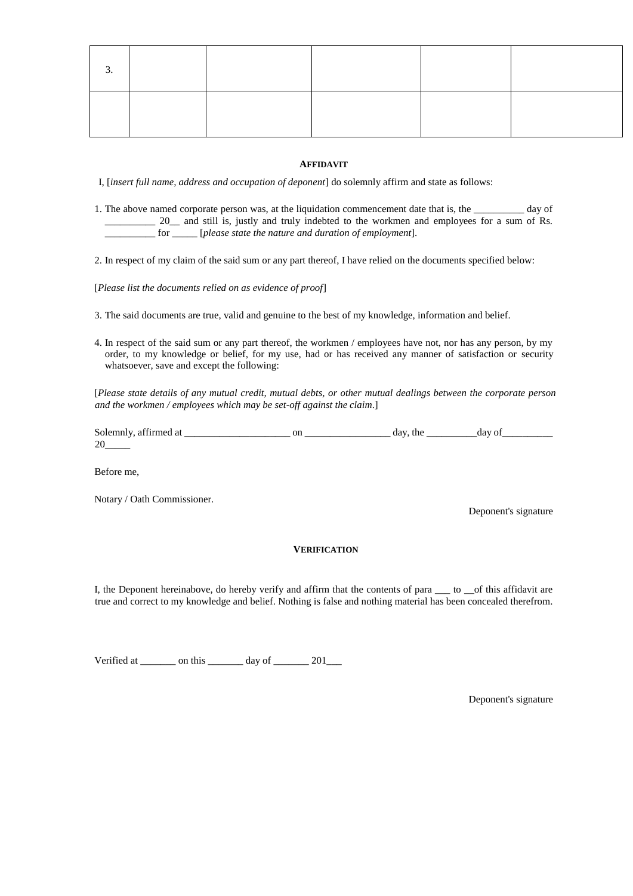| | | | | | |
|---|---|---|---|---|---|
| 3. | | | | | |
| | | | | | |

### AFFIDAVIT

I, [*insert full name, address and occupation of deponent*] do solemnly affirm and state as follows:

1. The above named corporate person was, at the liquidation commencement date that is, the __________ day of __________ 20__ and still is, justly and truly indebted to the workmen and employees for a sum of Rs. __________ for _____ [*please state the nature and duration of employment*].

2. In respect of my claim of the said sum or any part thereof, I have relied on the documents specified below:

[*Please list the documents relied on as evidence of proof*]

3. The said documents are true, valid and genuine to the best of my knowledge, information and belief.

4. In respect of the said sum or any part thereof, the workmen / employees have not, nor has any person, by my order, to my knowledge or belief, for my use, had or has received any manner of satisfaction or security whatsoever, save and except the following:

[*Please state details of any mutual credit, mutual debts, or other mutual dealings between the corporate person and the workmen / employees which may be set-off against the claim*.]

Solemnly, affirmed at _____________________ on _________________ day, the __________day of__________ 20_____

Before me,

Notary / Oath Commissioner.

Deponent's signature

### VERIFICATION

I, the Deponent hereinabove, do hereby verify and affirm that the contents of para ___ to __of this affidavit are true and correct to my knowledge and belief. Nothing is false and nothing material has been concealed therefrom.

Verified at _______ on this _______ day of _______ 201___

Deponent's signature